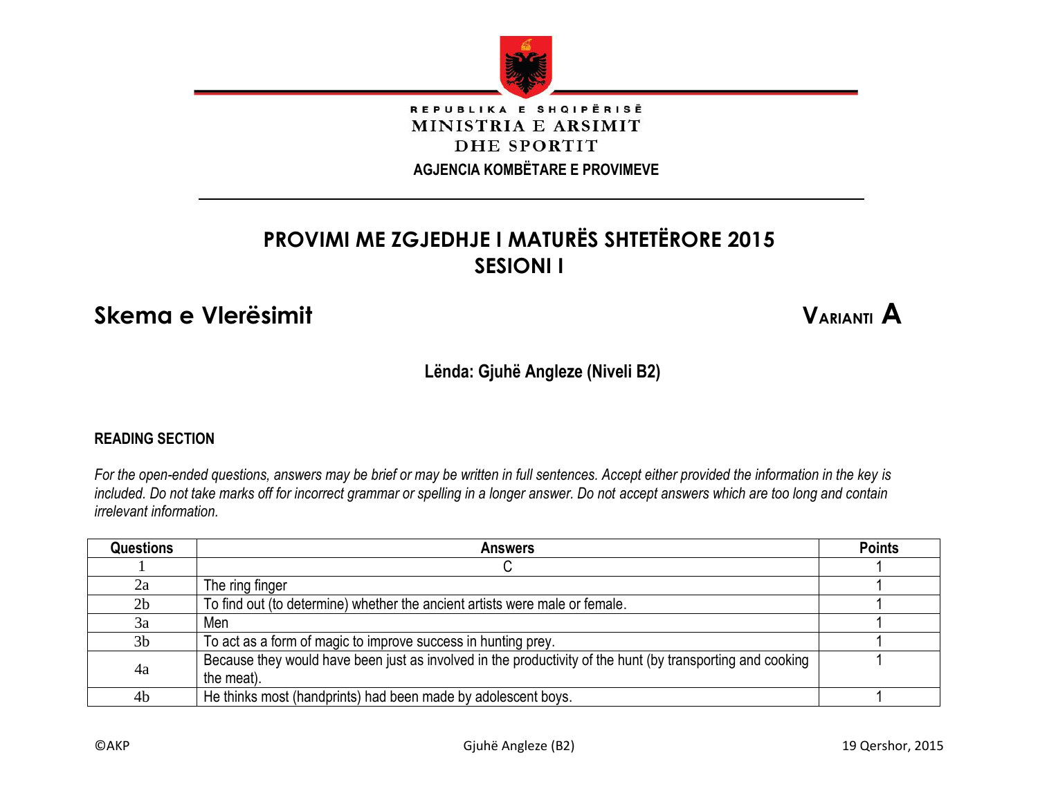REPUBLIKA E SHQIPËRISË
MINISTRIA E ARSIMIT
DHE SPORTIT
AGJENCIA KOMBËTARE E PROVIMEVE

# PROVIMI ME ZGJEDHJE I MATURËS SHTETËRORE 2015
# SESIONI I

## Skema e Vlerësimit

**VARIANTI A**

**Lënda: Gjuhë Angleze (Niveli B2)**

### READING SECTION

*For the open-ended questions, answers may be brief or may be written in full sentences. Accept either provided the information in the key is included. Do not take marks off for incorrect grammar or spelling in a longer answer. Do not accept answers which are too long and contain irrelevant information.*

| Questions | Answers | Points |
|---|---|---|
| 1 | C | 1 |
| 2a | The ring finger | 1 |
| 2b | To find out (to determine) whether the ancient artists were male or female. | 1 |
| 3a | Men | 1 |
| 3b | To act as a form of magic to improve success in hunting prey. | 1 |
| 4a | Because they would have been just as involved in the productivity of the hunt (by transporting and cooking the meat). | 1 |
| 4b | He thinks most (handprints) had been made by adolescent boys. | 1 |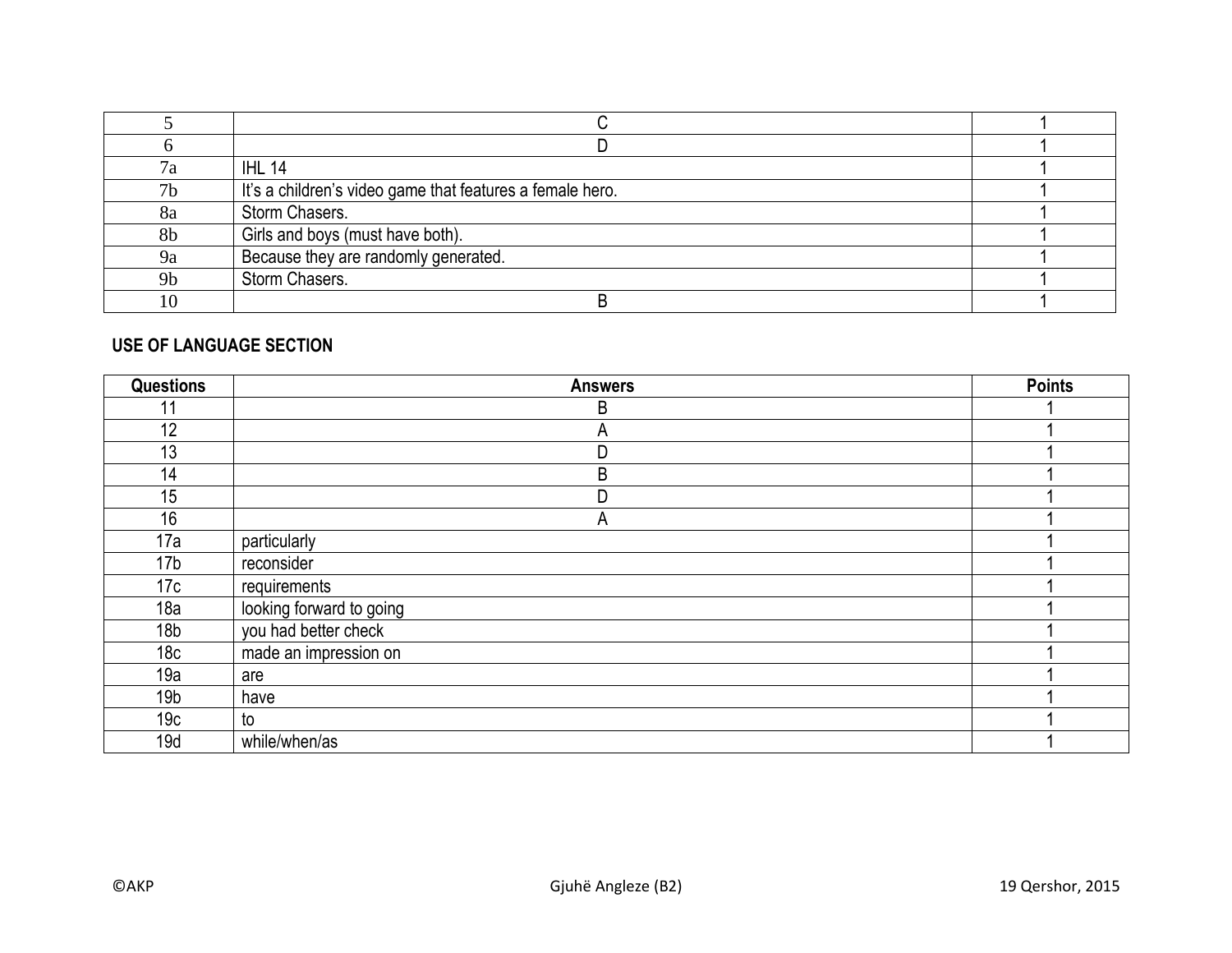| | | |
|---|---|---|
| 5 | C | 1 |
| 6 | D | 1 |
| 7a | IHL 14 | 1 |
| 7b | It's a children's video game that features a female hero. | 1 |
| 8a | Storm Chasers. | 1 |
| 8b | Girls and boys (must have both). | 1 |
| 9a | Because they are randomly generated. | 1 |
| 9b | Storm Chasers. | 1 |
| 10 | B | 1 |

**USE OF LANGUAGE SECTION**

| Questions | Answers | Points |
|---|---|---|
| 11 | B | 1 |
| 12 | A | 1 |
| 13 | D | 1 |
| 14 | B | 1 |
| 15 | D | 1 |
| 16 | A | 1 |
| 17a | particularly | 1 |
| 17b | reconsider | 1 |
| 17c | requirements | 1 |
| 18a | looking forward to going | 1 |
| 18b | you had better check | 1 |
| 18c | made an impression on | 1 |
| 19a | are | 1 |
| 19b | have | 1 |
| 19c | to | 1 |
| 19d | while/when/as | 1 |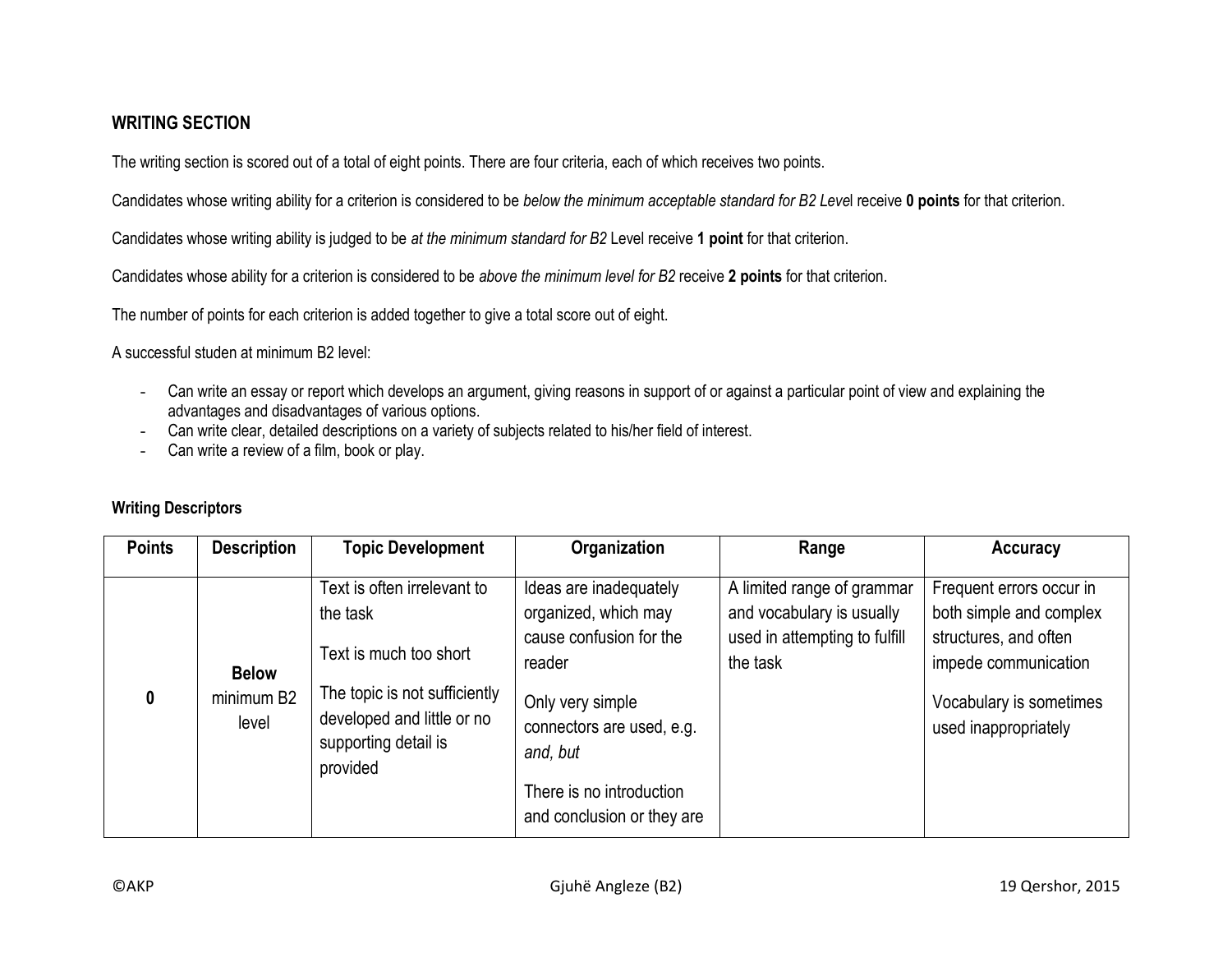### WRITING SECTION

The writing section is scored out of a total of eight points. There are four criteria, each of which receives two points.

Candidates whose writing ability for a criterion is considered to be *below the minimum acceptable standard for B2 Leve*l receive **0 points** for that criterion.

Candidates whose writing ability is judged to be *at the minimum standard for B2* Level receive **1 point** for that criterion.

Candidates whose ability for a criterion is considered to be *above the minimum level for B2* receive **2 points** for that criterion.

The number of points for each criterion is added together to give a total score out of eight.

A successful studen at minimum B2 level:

- Can write an essay or report which develops an argument, giving reasons in support of or against a particular point of view and explaining the advantages and disadvantages of various options.
- Can write clear, detailed descriptions on a variety of subjects related to his/her field of interest.
- Can write a review of a film, book or play.

**Writing Descriptors**

| Points | Description | Topic Development | Organization | Range | Accuracy |
|---|---|---|---|---|---|
| **0** | **Below** minimum B2 level | Text is often irrelevant to the task<br><br>Text is much too short<br><br>The topic is not sufficiently developed and little or no supporting detail is provided | Ideas are inadequately organized, which may cause confusion for the reader<br><br>Only very simple connectors are used, e.g. *and, but*<br><br>There is no introduction and conclusion or they are | A limited range of grammar and vocabulary is usually used in attempting to fulfill the task | Frequent errors occur in both simple and complex structures, and often impede communication<br><br>Vocabulary is sometimes used inappropriately |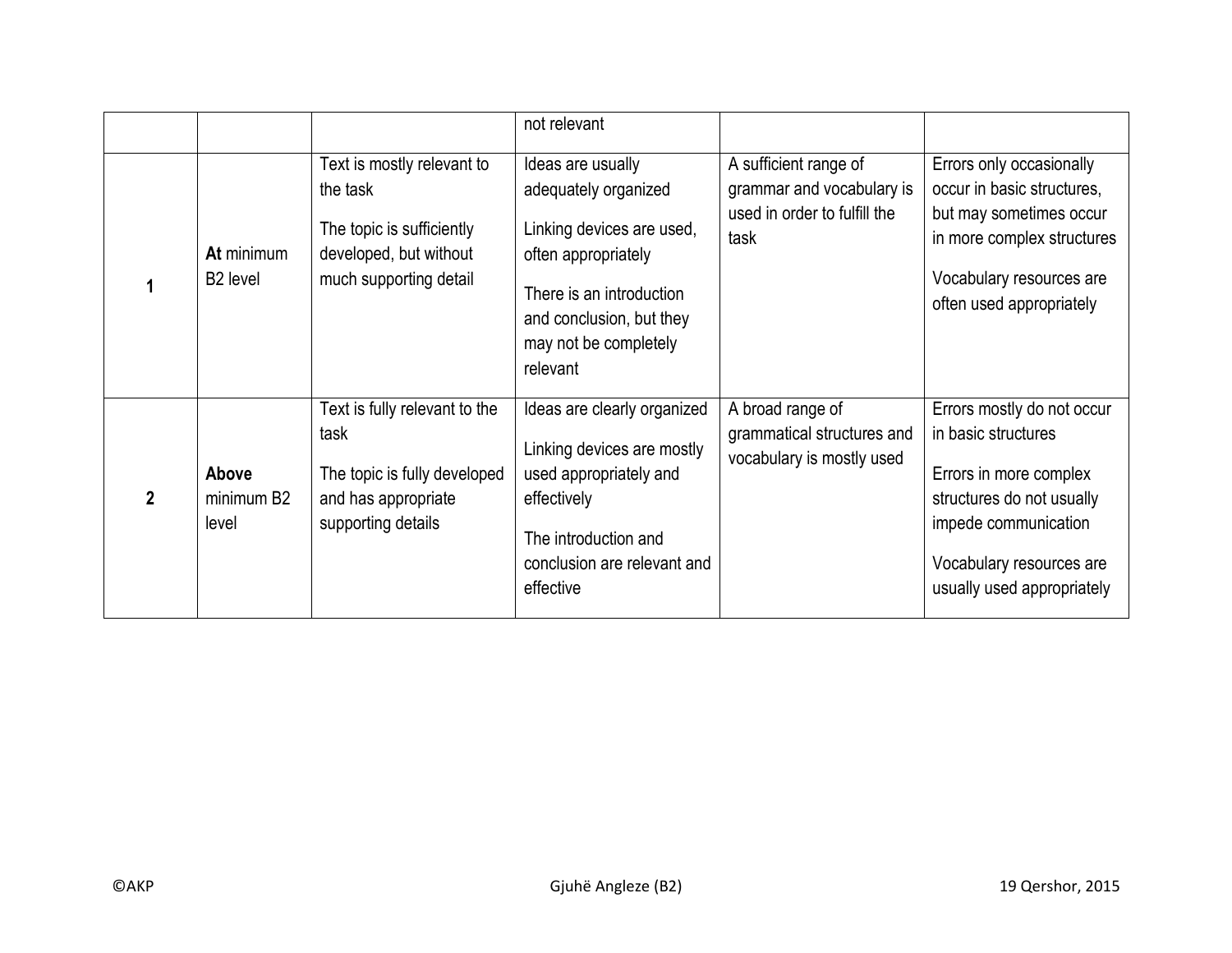| | | | | | |
|---|---|---|---|---|---|
| | | | not relevant | | |
| **1** | **At** minimum B2 level | Text is mostly relevant to the task<br><br>The topic is sufficiently developed, but without much supporting detail | Ideas are usually adequately organized<br><br>Linking devices are used, often appropriately<br><br>There is an introduction and conclusion, but they may not be completely relevant | A sufficient range of grammar and vocabulary is used in order to fulfill the task | Errors only occasionally occur in basic structures, but may sometimes occur in more complex structures<br><br>Vocabulary resources are often used appropriately |
| **2** | **Above** minimum B2 level | Text is fully relevant to the task<br><br>The topic is fully developed and has appropriate supporting details | Ideas are clearly organized<br><br>Linking devices are mostly used appropriately and effectively<br><br>The introduction and conclusion are relevant and effective | A broad range of grammatical structures and vocabulary is mostly used | Errors mostly do not occur in basic structures<br><br>Errors in more complex structures do not usually impede communication<br><br>Vocabulary resources are usually used appropriately |